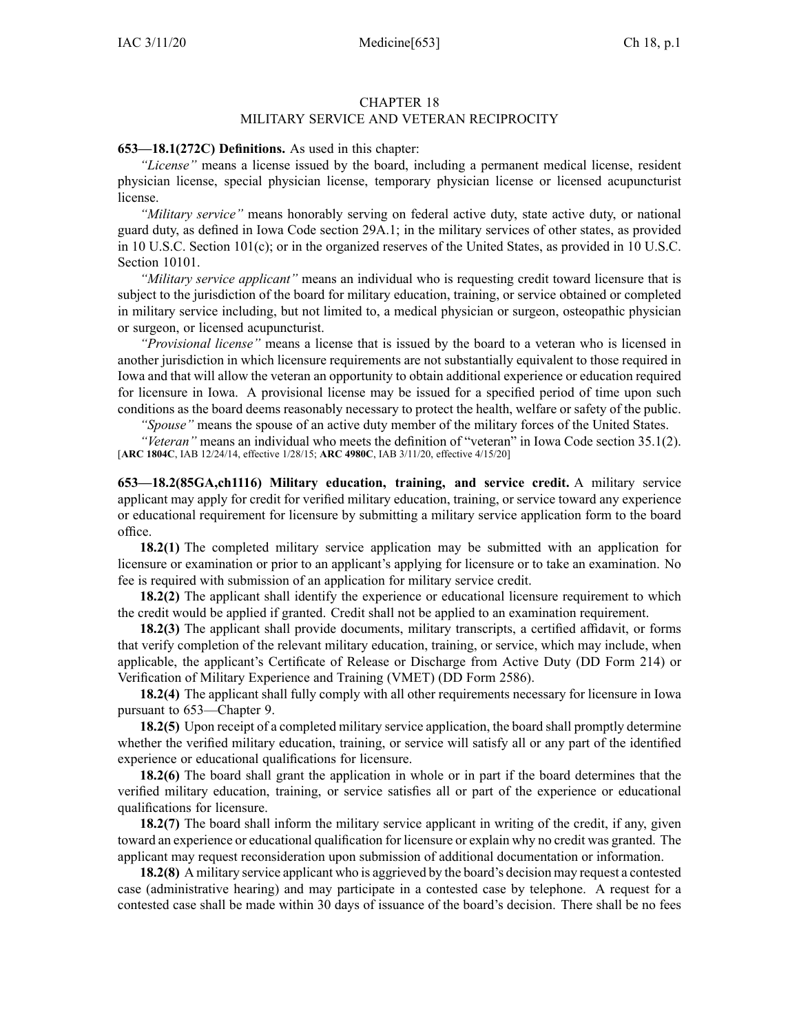# CHAPTER 18
## MILITARY SERVICE AND VETERAN RECIPROCITY

**653—18.1(272C) Definitions.** As used in this chapter:

*"License"* means a license issued by the board, including a permanent medical license, resident physician license, special physician license, temporary physician license or licensed acupuncturist license.

*"Military service"* means honorably serving on federal active duty, state active duty, or national guard duty, as defined in Iowa Code section 29A.1; in the military services of other states, as provided in 10 U.S.C. Section 101(c); or in the organized reserves of the United States, as provided in 10 U.S.C. Section 10101.

*"Military service applicant"* means an individual who is requesting credit toward licensure that is subject to the jurisdiction of the board for military education, training, or service obtained or completed in military service including, but not limited to, a medical physician or surgeon, osteopathic physician or surgeon, or licensed acupuncturist.

*"Provisional license"* means a license that is issued by the board to a veteran who is licensed in another jurisdiction in which licensure requirements are not substantially equivalent to those required in Iowa and that will allow the veteran an opportunity to obtain additional experience or education required for licensure in Iowa. A provisional license may be issued for a specified period of time upon such conditions as the board deems reasonably necessary to protect the health, welfare or safety of the public.

*"Spouse"* means the spouse of an active duty member of the military forces of the United States.

*"Veteran"* means an individual who meets the definition of "veteran" in Iowa Code section 35.1(2).
[**ARC 1804C**, IAB 12/24/14, effective 1/28/15; **ARC 4980C**, IAB 3/11/20, effective 4/15/20]

**653—18.2(85GA,ch1116) Military education, training, and service credit.** A military service applicant may apply for credit for verified military education, training, or service toward any experience or educational requirement for licensure by submitting a military service application form to the board office.

**18.2(1)** The completed military service application may be submitted with an application for licensure or examination or prior to an applicant's applying for licensure or to take an examination. No fee is required with submission of an application for military service credit.

**18.2(2)** The applicant shall identify the experience or educational licensure requirement to which the credit would be applied if granted. Credit shall not be applied to an examination requirement.

**18.2(3)** The applicant shall provide documents, military transcripts, a certified affidavit, or forms that verify completion of the relevant military education, training, or service, which may include, when applicable, the applicant's Certificate of Release or Discharge from Active Duty (DD Form 214) or Verification of Military Experience and Training (VMET) (DD Form 2586).

**18.2(4)** The applicant shall fully comply with all other requirements necessary for licensure in Iowa pursuant to 653—Chapter 9.

**18.2(5)** Upon receipt of a completed military service application, the board shall promptly determine whether the verified military education, training, or service will satisfy all or any part of the identified experience or educational qualifications for licensure.

**18.2(6)** The board shall grant the application in whole or in part if the board determines that the verified military education, training, or service satisfies all or part of the experience or educational qualifications for licensure.

**18.2(7)** The board shall inform the military service applicant in writing of the credit, if any, given toward an experience or educational qualification for licensure or explain why no credit was granted. The applicant may request reconsideration upon submission of additional documentation or information.

**18.2(8)** A military service applicant who is aggrieved by the board's decision may request a contested case (administrative hearing) and may participate in a contested case by telephone. A request for a contested case shall be made within 30 days of issuance of the board's decision. There shall be no fees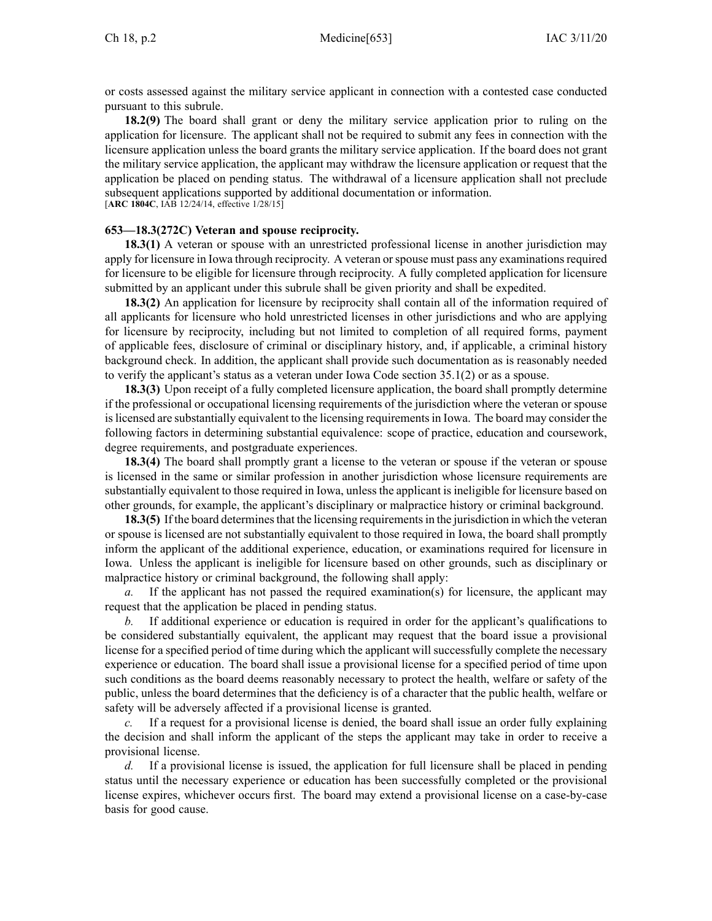or costs assessed against the military service applicant in connection with a contested case conducted pursuant to this subrule.

**18.2(9)** The board shall grant or deny the military service application prior to ruling on the application for licensure. The applicant shall not be required to submit any fees in connection with the licensure application unless the board grants the military service application. If the board does not grant the military service application, the applicant may withdraw the licensure application or request that the application be placed on pending status. The withdrawal of a licensure application shall not preclude subsequent applications supported by additional documentation or information.
[**ARC 1804C**, IAB 12/24/14, effective 1/28/15]

**653—18.3(272C) Veteran and spouse reciprocity.**

**18.3(1)** A veteran or spouse with an unrestricted professional license in another jurisdiction may apply for licensure in Iowa through reciprocity. A veteran or spouse must pass any examinations required for licensure to be eligible for licensure through reciprocity. A fully completed application for licensure submitted by an applicant under this subrule shall be given priority and shall be expedited.

**18.3(2)** An application for licensure by reciprocity shall contain all of the information required of all applicants for licensure who hold unrestricted licenses in other jurisdictions and who are applying for licensure by reciprocity, including but not limited to completion of all required forms, payment of applicable fees, disclosure of criminal or disciplinary history, and, if applicable, a criminal history background check. In addition, the applicant shall provide such documentation as is reasonably needed to verify the applicant's status as a veteran under Iowa Code section 35.1(2) or as a spouse.

**18.3(3)** Upon receipt of a fully completed licensure application, the board shall promptly determine if the professional or occupational licensing requirements of the jurisdiction where the veteran or spouse is licensed are substantially equivalent to the licensing requirements in Iowa. The board may consider the following factors in determining substantial equivalence: scope of practice, education and coursework, degree requirements, and postgraduate experiences.

**18.3(4)** The board shall promptly grant a license to the veteran or spouse if the veteran or spouse is licensed in the same or similar profession in another jurisdiction whose licensure requirements are substantially equivalent to those required in Iowa, unless the applicant is ineligible for licensure based on other grounds, for example, the applicant's disciplinary or malpractice history or criminal background.

**18.3(5)** If the board determines that the licensing requirements in the jurisdiction in which the veteran or spouse is licensed are not substantially equivalent to those required in Iowa, the board shall promptly inform the applicant of the additional experience, education, or examinations required for licensure in Iowa. Unless the applicant is ineligible for licensure based on other grounds, such as disciplinary or malpractice history or criminal background, the following shall apply:

*a.* If the applicant has not passed the required examination(s) for licensure, the applicant may request that the application be placed in pending status.

*b.* If additional experience or education is required in order for the applicant's qualifications to be considered substantially equivalent, the applicant may request that the board issue a provisional license for a specified period of time during which the applicant will successfully complete the necessary experience or education. The board shall issue a provisional license for a specified period of time upon such conditions as the board deems reasonably necessary to protect the health, welfare or safety of the public, unless the board determines that the deficiency is of a character that the public health, welfare or safety will be adversely affected if a provisional license is granted.

*c.* If a request for a provisional license is denied, the board shall issue an order fully explaining the decision and shall inform the applicant of the steps the applicant may take in order to receive a provisional license.

*d.* If a provisional license is issued, the application for full licensure shall be placed in pending status until the necessary experience or education has been successfully completed or the provisional license expires, whichever occurs first. The board may extend a provisional license on a case-by-case basis for good cause.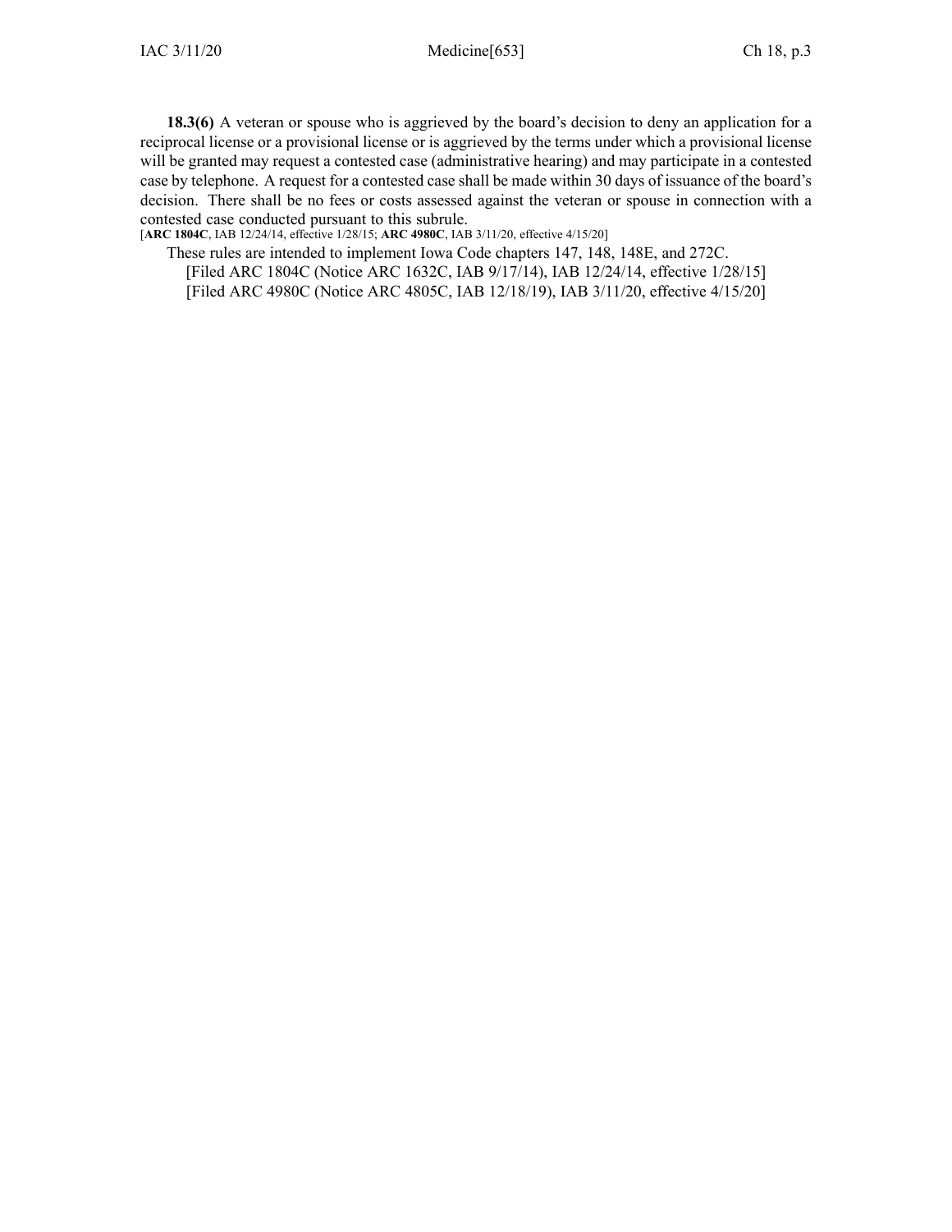**18.3(6)** A veteran or spouse who is aggrieved by the board's decision to deny an application for a reciprocal license or a provisional license or is aggrieved by the terms under which a provisional license will be granted may request a contested case (administrative hearing) and may participate in a contested case by telephone. A request for a contested case shall be made within 30 days of issuance of the board's decision. There shall be no fees or costs assessed against the veteran or spouse in connection with a contested case conducted pursuant to this subrule.
[**ARC 1804C**, IAB 12/24/14, effective 1/28/15; **ARC 4980C**, IAB 3/11/20, effective 4/15/20]

These rules are intended to implement Iowa Code chapters 147, 148, 148E, and 272C.

[Filed ARC 1804C (Notice ARC 1632C, IAB 9/17/14), IAB 12/24/14, effective 1/28/15]
[Filed ARC 4980C (Notice ARC 4805C, IAB 12/18/19), IAB 3/11/20, effective 4/15/20]